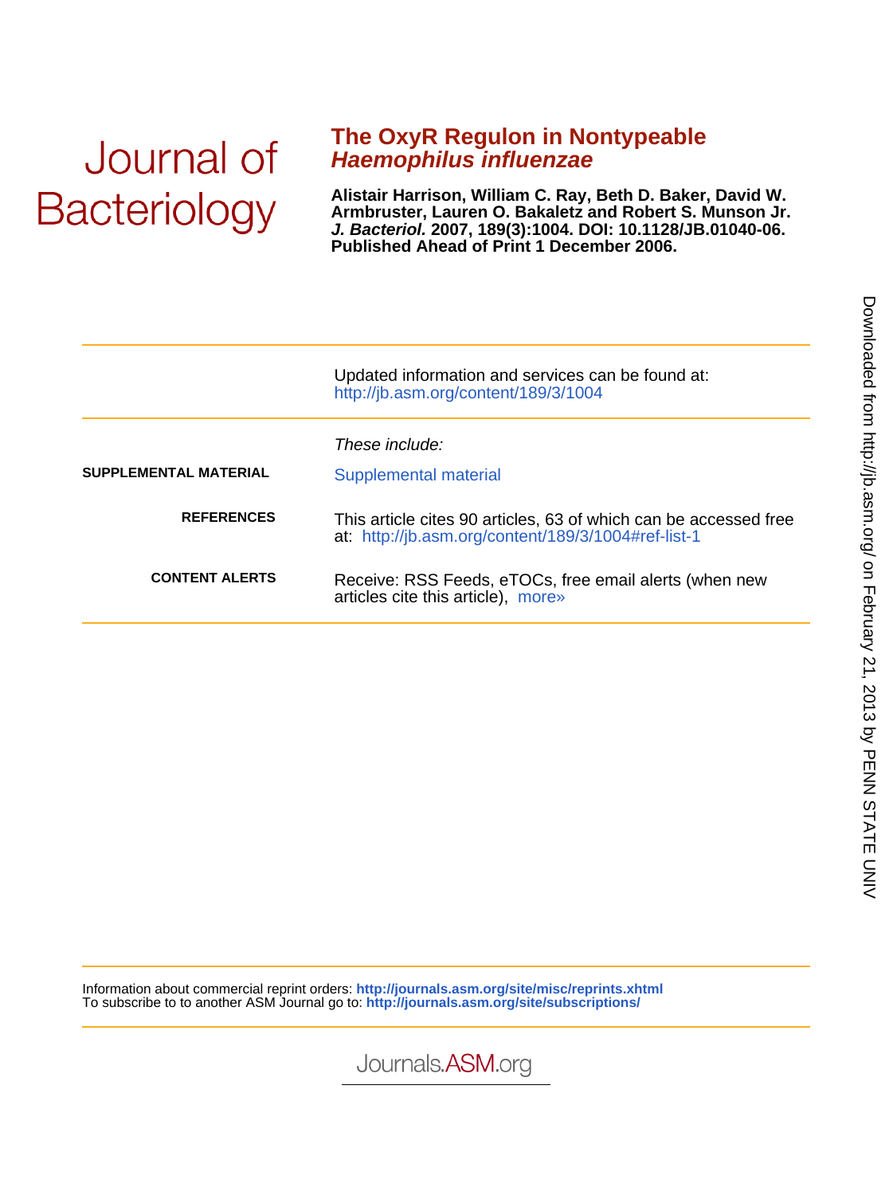Journal of Bacteriology

# The OxyR Regulon in Nontypeable *Haemophilus influenzae*

**Alistair Harrison, William C. Ray, Beth D. Baker, David W. Armbruster, Lauren O. Bakaletz and Robert S. Munson Jr.**
***J. Bacteriol.*** **2007, 189(3):1004. DOI: 10.1128/JB.01040-06.**
**Published Ahead of Print 1 December 2006.**

---

Updated information and services can be found at:
http://jb.asm.org/content/189/3/1004

---

*These include:*

**SUPPLEMENTAL MATERIAL** Supplemental material

**REFERENCES** This article cites 90 articles, 63 of which can be accessed free at: http://jb.asm.org/content/189/3/1004#ref-list-1

**CONTENT ALERTS** Receive: RSS Feeds, eTOCs, free email alerts (when new articles cite this article), more»

---

Information about commercial reprint orders: **http://journals.asm.org/site/misc/reprints.xhtml**
To subscribe to to another ASM Journal go to: **http://journals.asm.org/site/subscriptions/**

Journals.ASM.org

Downloaded from http://jb.asm.org/ on February 21, 2013 by PENN STATE UNIV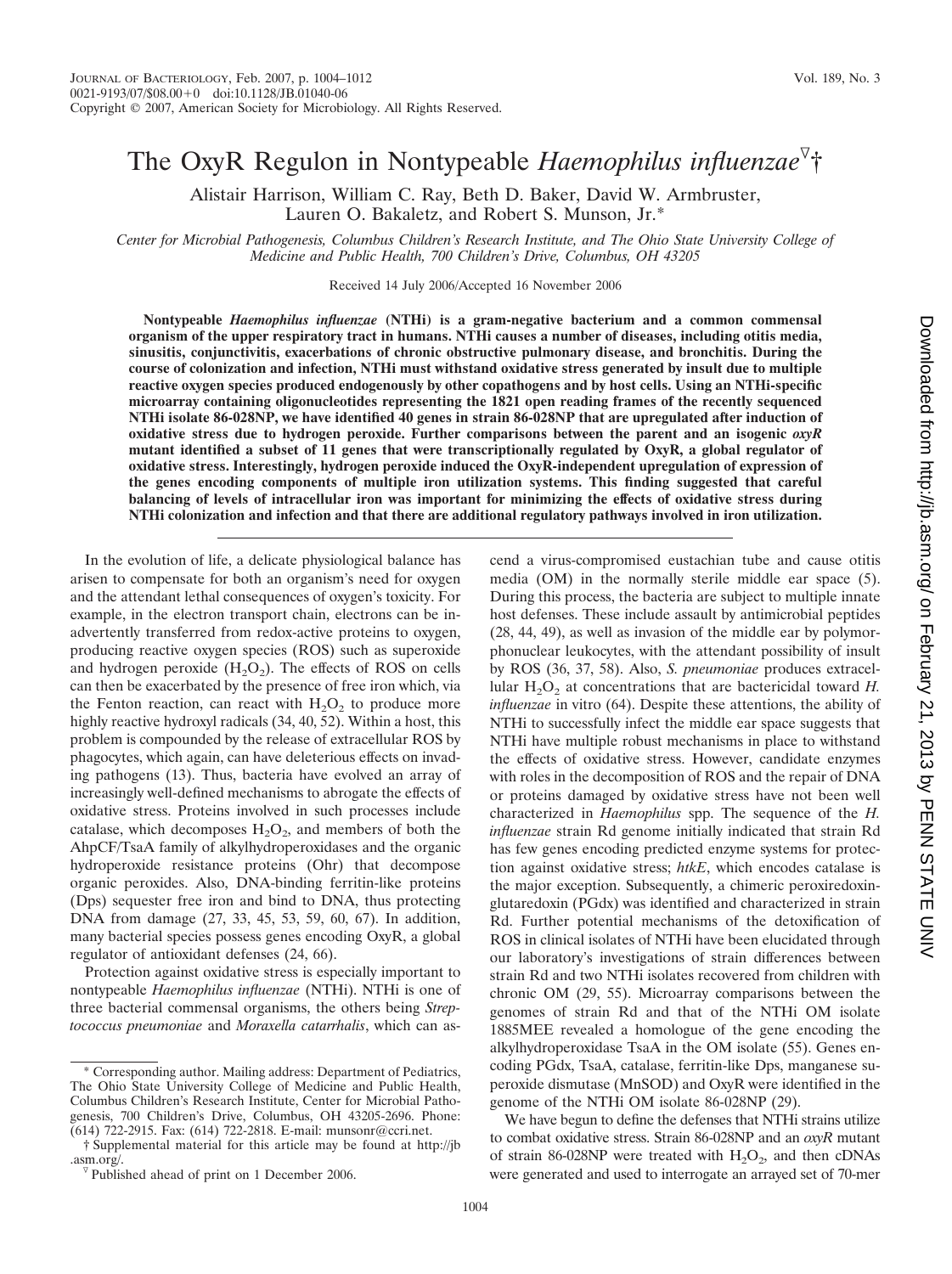# The OxyR Regulon in Nontypeable *Haemophilus influenzae*▽†

Alistair Harrison, William C. Ray, Beth D. Baker, David W. Armbruster, Lauren O. Bakaletz, and Robert S. Munson, Jr.*

*Center for Microbial Pathogenesis, Columbus Children's Research Institute, and The Ohio State University College of Medicine and Public Health, 700 Children's Drive, Columbus, OH 43205*

Received 14 July 2006/Accepted 16 November 2006

**Nontypeable *Haemophilus influenzae* (NTHi) is a gram-negative bacterium and a common commensal organism of the upper respiratory tract in humans. NTHi causes a number of diseases, including otitis media, sinusitis, conjunctivitis, exacerbations of chronic obstructive pulmonary disease, and bronchitis. During the course of colonization and infection, NTHi must withstand oxidative stress generated by insult due to multiple reactive oxygen species produced endogenously by other copathogens and by host cells. Using an NTHi-specific microarray containing oligonucleotides representing the 1821 open reading frames of the recently sequenced NTHi isolate 86-028NP, we have identified 40 genes in strain 86-028NP that are upregulated after induction of oxidative stress due to hydrogen peroxide. Further comparisons between the parent and an isogenic *oxyR* mutant identified a subset of 11 genes that were transcriptionally regulated by OxyR, a global regulator of oxidative stress. Interestingly, hydrogen peroxide induced the OxyR-independent upregulation of expression of the genes encoding components of multiple iron utilization systems. This finding suggested that careful balancing of levels of intracellular iron was important for minimizing the effects of oxidative stress during NTHi colonization and infection and that there are additional regulatory pathways involved in iron utilization.**

In the evolution of life, a delicate physiological balance has arisen to compensate for both an organism's need for oxygen and the attendant lethal consequences of oxygen's toxicity. For example, in the electron transport chain, electrons can be inadvertently transferred from redox-active proteins to oxygen, producing reactive oxygen species (ROS) such as superoxide and hydrogen peroxide ($H_2O_2$). The effects of ROS on cells can then be exacerbated by the presence of free iron which, via the Fenton reaction, can react with $H_2O_2$ to produce more highly reactive hydroxyl radicals (34, 40, 52). Within a host, this problem is compounded by the release of extracellular ROS by phagocytes, which again, can have deleterious effects on invading pathogens (13). Thus, bacteria have evolved an array of increasingly well-defined mechanisms to abrogate the effects of oxidative stress. Proteins involved in such processes include catalase, which decomposes $H_2O_2$, and members of both the AhpCF/TsaA family of alkylhydroperoxidases and the organic hydroperoxide resistance proteins (Ohr) that decompose organic peroxides. Also, DNA-binding ferritin-like proteins (Dps) sequester free iron and bind to DNA, thus protecting DNA from damage (27, 33, 45, 53, 59, 60, 67). In addition, many bacterial species possess genes encoding OxyR, a global regulator of antioxidant defenses (24, 66).

Protection against oxidative stress is especially important to nontypeable *Haemophilus influenzae* (NTHi). NTHi is one of three bacterial commensal organisms, the others being *Streptococcus pneumoniae* and *Moraxella catarrhalis*, which can ascend a virus-compromised eustachian tube and cause otitis media (OM) in the normally sterile middle ear space (5). During this process, the bacteria are subject to multiple innate host defenses. These include assault by antimicrobial peptides (28, 44, 49), as well as invasion of the middle ear by polymorphonuclear leukocytes, with the attendant possibility of insult by ROS (36, 37, 58). Also, *S. pneumoniae* produces extracellular $H_2O_2$ at concentrations that are bactericidal toward *H. influenzae* in vitro (64). Despite these attentions, the ability of NTHi to successfully infect the middle ear space suggests that NTHi have multiple robust mechanisms in place to withstand the effects of oxidative stress. However, candidate enzymes with roles in the decomposition of ROS and the repair of DNA or proteins damaged by oxidative stress have not been well characterized in *Haemophilus* spp. The sequence of the *H. influenzae* strain Rd genome initially indicated that strain Rd has few genes encoding predicted enzyme systems for protection against oxidative stress; *htkE*, which encodes catalase is the major exception. Subsequently, a chimeric peroxiredoxin-glutaredoxin (PGdx) was identified and characterized in strain Rd. Further potential mechanisms of the detoxification of ROS in clinical isolates of NTHi have been elucidated through our laboratory's investigations of strain differences between strain Rd and two NTHi isolates recovered from children with chronic OM (29, 55). Microarray comparisons between the genomes of strain Rd and that of the NTHi OM isolate 1885MEE revealed a homologue of the gene encoding the alkylhydroperoxidase TsaA in the OM isolate (55). Genes encoding PGdx, TsaA, catalase, ferritin-like Dps, manganese superoxide dismutase (MnSOD) and OxyR were identified in the genome of the NTHi OM isolate 86-028NP (29).

We have begun to define the defenses that NTHi strains utilize to combat oxidative stress. Strain 86-028NP and an *oxyR* mutant of strain 86-028NP were treated with $H_2O_2$, and then cDNAs were generated and used to interrogate an arrayed set of 70-mer

\* Corresponding author. Mailing address: Department of Pediatrics, The Ohio State University College of Medicine and Public Health, Columbus Children's Research Institute, Center for Microbial Pathogenesis, 700 Children's Drive, Columbus, OH 43205-2696. Phone: (614) 722-2915. Fax: (614) 722-2818. E-mail: munsonr@ccri.net.

† Supplemental material for this article may be found at http://jb.asm.org/.

▽ Published ahead of print on 1 December 2006.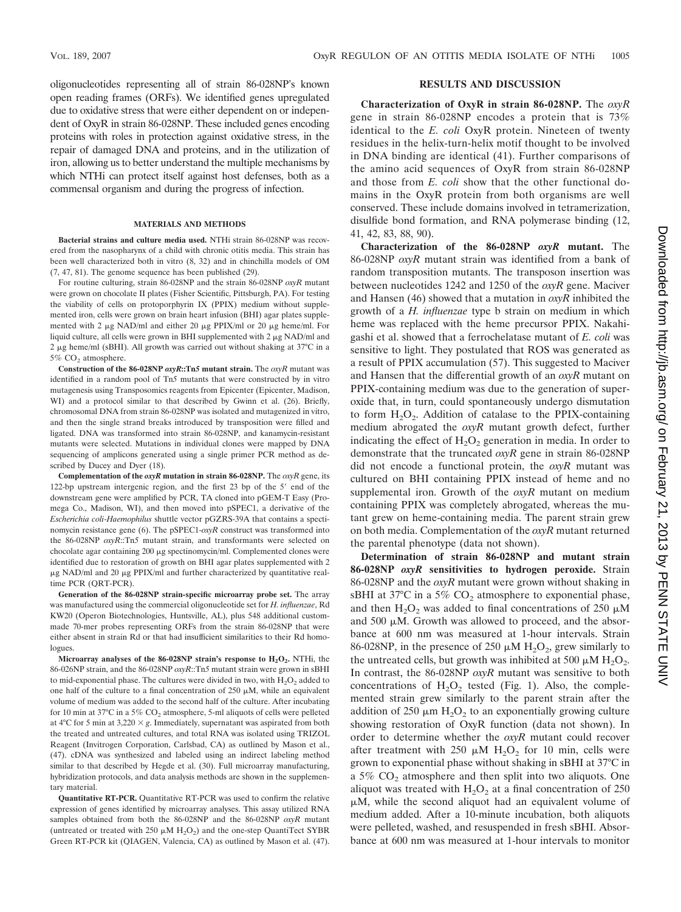oligonucleotides representing all of strain 86-028NP's known open reading frames (ORFs). We identified genes upregulated due to oxidative stress that were either dependent on or independent of OxyR in strain 86-028NP. These included genes encoding proteins with roles in protection against oxidative stress, in the repair of damaged DNA and proteins, and in the utilization of iron, allowing us to better understand the multiple mechanisms by which NTHi can protect itself against host defenses, both as a commensal organism and during the progress of infection.

## MATERIALS AND METHODS

**Bacterial strains and culture media used.** NTHi strain 86-028NP was recovered from the nasopharynx of a child with chronic otitis media. This strain has been well characterized both in vitro (8, 32) and in chinchilla models of OM (7, 47, 81). The genome sequence has been published (29).

For routine culturing, strain 86-028NP and the strain 86-028NP *oxyR* mutant were grown on chocolate II plates (Fisher Scientific, Pittsburgh, PA). For testing the viability of cells on protoporphyrin IX (PPIX) medium without supplemented iron, cells were grown on brain heart infusion (BHI) agar plates supplemented with 2 μg NAD/ml and either 20 μg PPIX/ml or 20 μg heme/ml. For liquid culture, all cells were grown in BHI supplemented with 2 μg NAD/ml and 2 μg heme/ml (sBHI). All growth was carried out without shaking at 37°C in a 5% $CO_2$ atmosphere.

**Construction of the 86-028NP *oxyR*::Tn*5* mutant strain.** The *oxyR* mutant was identified in a random pool of Tn*5* mutants that were constructed by in vitro mutagenesis using Transposomics reagents from Epicenter (Epicenter, Madison, WI) and a protocol similar to that described by Gwinn et al. (26). Briefly, chromosomal DNA from strain 86-028NP was isolated and mutagenized in vitro, and then the single strand breaks introduced by transposition were filled and ligated. DNA was transformed into strain 86-028NP, and kanamycin-resistant mutants were selected. Mutations in individual clones were mapped by DNA sequencing of amplicons generated using a single primer PCR method as described by Ducey and Dyer (18).

**Complementation of the *oxyR* mutation in strain 86-028NP.** The *oxyR* gene, its 122-bp upstream intergenic region, and the first 23 bp of the 5′ end of the downstream gene were amplified by PCR, TA cloned into pGEM-T Easy (Promega Co., Madison, WI), and then moved into pSPEC1, a derivative of the *Escherichia coli*-*Haemophilus* shuttle vector pGZRS-39A that contains a spectinomycin resistance gene (6). The pSPEC1-*oxyR* construct was transformed into the 86-028NP *oxyR*::Tn*5* mutant strain, and transformants were selected on chocolate agar containing 200 μg spectinomycin/ml. Complemented clones were identified due to restoration of growth on BHI agar plates supplemented with 2 μg NAD/ml and 20 μg PPIX/ml and further characterized by quantitative real-time PCR (QRT-PCR).

**Generation of the 86-028NP strain-specific microarray probe set.** The array was manufactured using the commercial oligonucleotide set for *H. influenzae*, Rd KW20 (Operon Biotechnologies, Huntsville, AL), plus 548 additional custom-made 70-mer probes representing ORFs from the strain 86-028NP that were either absent in strain Rd or that had insufficient similarities to their Rd homologues.

**Microarray analyses of the 86-028NP strain's response to $H_2O_2$.** NTHi, the 86-026NP strain, and the 86-028NP *oxyR*::Tn*5* mutant strain were grown in sBHI to mid-exponential phase. The cultures were divided in two, with $H_2O_2$ added to one half of the culture to a final concentration of 250 μM, while an equivalent volume of medium was added to the second half of the culture. After incubating for 10 min at 37°C in a 5% $CO_2$ atmosphere, 5-ml aliquots of cells were pelleted at 4°C for 5 min at 3,220 × *g*. Immediately, supernatant was aspirated from both the treated and untreated cultures, and total RNA was isolated using TRIZOL Reagent (Invitrogen Corporation, Carlsbad, CA) as outlined by Mason et al., (47). cDNA was synthesized and labeled using an indirect labeling method similar to that described by Hegde et al. (30). Full microarray manufacturing, hybridization protocols, and data analysis methods are shown in the supplementary material.

**Quantitative RT-PCR.** Quantitative RT-PCR was used to confirm the relative expression of genes identified by microarray analyses. This assay utilized RNA samples obtained from both the 86-028NP and the 86-028NP *oxyR* mutant (untreated or treated with 250 μM $H_2O_2$) and the one-step QuantiTect SYBR Green RT-PCR kit (QIAGEN, Valencia, CA) as outlined by Mason et al. (47).

## RESULTS AND DISCUSSION

**Characterization of OxyR in strain 86-028NP.** The *oxyR* gene in strain 86-028NP encodes a protein that is 73% identical to the *E. coli* OxyR protein. Nineteen of twenty residues in the helix-turn-helix motif thought to be involved in DNA binding are identical (41). Further comparisons of the amino acid sequences of OxyR from strain 86-028NP and those from *E. coli* show that the other functional domains in the OxyR protein from both organisms are well conserved. These include domains involved in tetramerization, disulfide bond formation, and RNA polymerase binding (12, 41, 42, 83, 88, 90).

**Characterization of the 86-028NP *oxyR* mutant.** The 86-028NP *oxyR* mutant strain was identified from a bank of random transposition mutants. The transposon insertion was between nucleotides 1242 and 1250 of the *oxyR* gene. Maciver and Hansen (46) showed that a mutation in *oxyR* inhibited the growth of a *H. influenzae* type b strain on medium in which heme was replaced with the heme precursor PPIX. Nakahigashi et al. showed that a ferrochelatase mutant of *E. coli* was sensitive to light. They postulated that ROS was generated as a result of PPIX accumulation (57). This suggested to Maciver and Hansen that the differential growth of an *oxyR* mutant on PPIX-containing medium was due to the generation of superoxide that, in turn, could spontaneously undergo dismutation to form $H_2O_2$. Addition of catalase to the PPIX-containing medium abrogated the *oxyR* mutant growth defect, further indicating the effect of $H_2O_2$ generation in media. In order to demonstrate that the truncated *oxyR* gene in strain 86-028NP did not encode a functional protein, the *oxyR* mutant was cultured on BHI containing PPIX instead of heme and no supplemental iron. Growth of the *oxyR* mutant on medium containing PPIX was completely abrogated, whereas the mutant grew on heme-containing media. The parent strain grew on both media. Complementation of the *oxyR* mutant returned the parental phenotype (data not shown).

**Determination of strain 86-028NP and mutant strain 86-028NP *oxyR* sensitivities to hydrogen peroxide.** Strain 86-028NP and the *oxyR* mutant were grown without shaking in sBHI at 37°C in a 5% $CO_2$ atmosphere to exponential phase, and then $H_2O_2$ was added to final concentrations of 250 μM and 500 μM. Growth was allowed to proceed, and the absorbance at 600 nm was measured at 1-hour intervals. Strain 86-028NP, in the presence of 250 μM $H_2O_2$, grew similarly to the untreated cells, but growth was inhibited at 500 μM $H_2O_2$. In contrast, the 86-028NP *oxyR* mutant was sensitive to both concentrations of $H_2O_2$ tested (Fig. 1). Also, the complemented strain grew similarly to the parent strain after the addition of 250 μm $H_2O_2$ to an exponentially growing culture showing restoration of OxyR function (data not shown). In order to determine whether the *oxyR* mutant could recover after treatment with 250 μM $H_2O_2$ for 10 min, cells were grown to exponential phase without shaking in sBHI at 37°C in a 5% $CO_2$ atmosphere and then split into two aliquots. One aliquot was treated with $H_2O_2$ at a final concentration of 250 μM, while the second aliquot had an equivalent volume of medium added. After a 10-minute incubation, both aliquots were pelleted, washed, and resuspended in fresh sBHI. Absorbance at 600 nm was measured at 1-hour intervals to monitor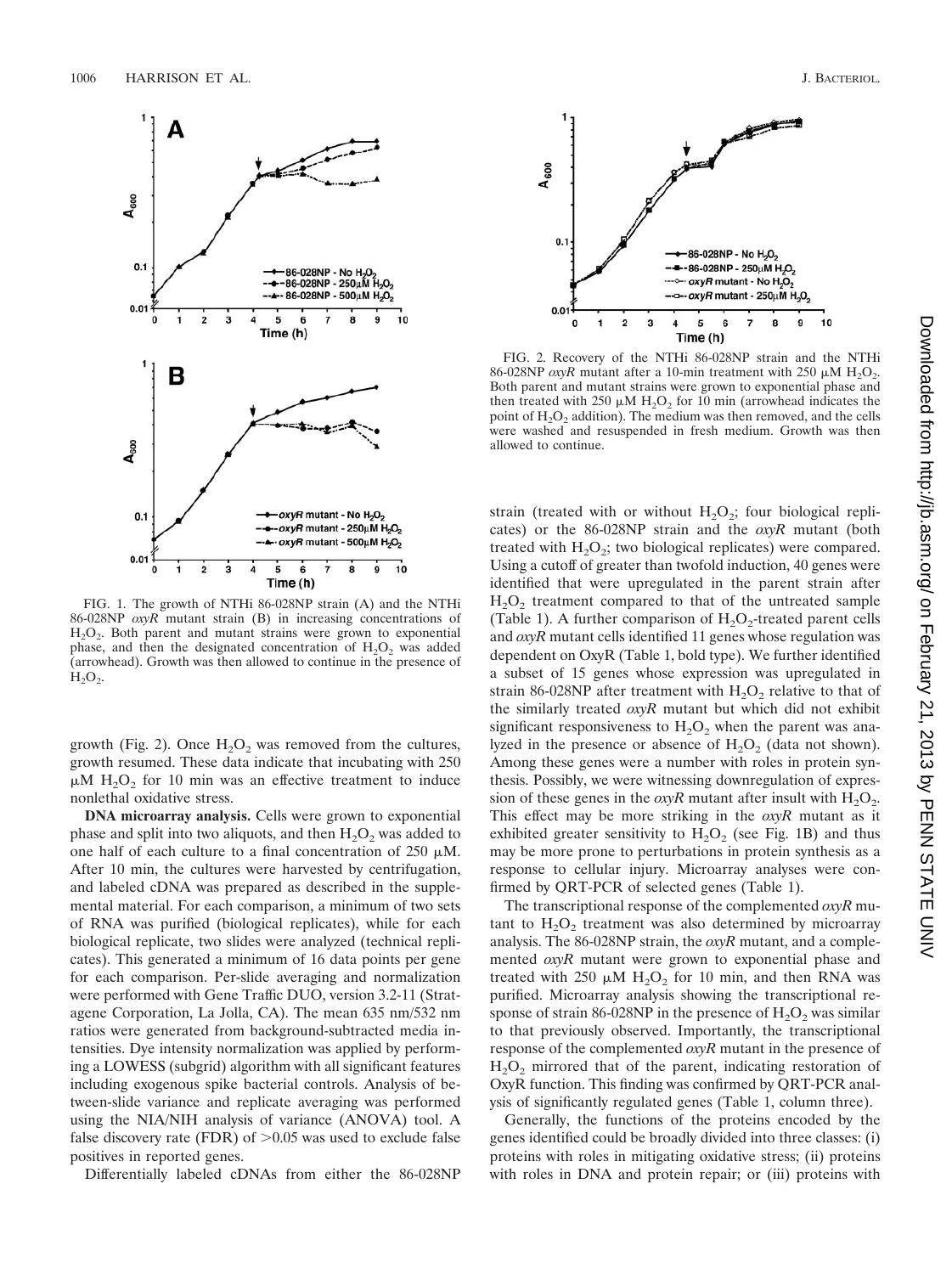FIG. 1. The growth of NTHi 86-028NP strain (A) and the NTHi 86-028NP *oxyR* mutant strain (B) in increasing concentrations of $H_2O_2$. Both parent and mutant strains were grown to exponential phase, and then the designated concentration of $H_2O_2$ was added (arrowhead). Growth was then allowed to continue in the presence of $H_2O_2$.

FIG. 2. Recovery of the NTHi 86-028NP strain and the NTHi 86-028NP *oxyR* mutant after a 10-min treatment with 250 μM $H_2O_2$. Both parent and mutant strains were grown to exponential phase and then treated with 250 μM $H_2O_2$ for 10 min (arrowhead indicates the point of $H_2O_2$ addition). The medium was then removed, and the cells were washed and resuspended in fresh medium. Growth was then allowed to continue.

growth (Fig. 2). Once $H_2O_2$ was removed from the cultures, growth resumed. These data indicate that incubating with 250 μM $H_2O_2$ for 10 min was an effective treatment to induce nonlethal oxidative stress.

**DNA microarray analysis.** Cells were grown to exponential phase and split into two aliquots, and then $H_2O_2$ was added to one half of each culture to a final concentration of 250 μM. After 10 min, the cultures were harvested by centrifugation, and labeled cDNA was prepared as described in the supplemental material. For each comparison, a minimum of two sets of RNA was purified (biological replicates), while for each biological replicate, two slides were analyzed (technical replicates). This generated a minimum of 16 data points per gene for each comparison. Per-slide averaging and normalization were performed with Gene Traffic DUO, version 3.2-11 (Stratagene Corporation, La Jolla, CA). The mean 635 nm/532 nm ratios were generated from background-subtracted media intensities. Dye intensity normalization was applied by performing a LOWESS (subgrid) algorithm with all significant features including exogenous spike bacterial controls. Analysis of between-slide variance and replicate averaging was performed using the NIA/NIH analysis of variance (ANOVA) tool. A false discovery rate (FDR) of >0.05 was used to exclude false positives in reported genes.

Differentially labeled cDNAs from either the 86-028NP strain (treated with or without $H_2O_2$; four biological replicates) or the 86-028NP strain and the *oxyR* mutant (both treated with $H_2O_2$; two biological replicates) were compared. Using a cutoff of greater than twofold induction, 40 genes were identified that were upregulated in the parent strain after $H_2O_2$ treatment compared to that of the untreated sample (Table 1). A further comparison of $H_2O_2$-treated parent cells and *oxyR* mutant cells identified 11 genes whose regulation was dependent on OxyR (Table 1, bold type). We further identified a subset of 15 genes whose expression was upregulated in strain 86-028NP after treatment with $H_2O_2$ relative to that of the similarly treated *oxyR* mutant but which did not exhibit significant responsiveness to $H_2O_2$ when the parent was analyzed in the presence or absence of $H_2O_2$ (data not shown). Among these genes were a number with roles in protein synthesis. Possibly, we were witnessing downregulation of expression of these genes in the *oxyR* mutant after insult with $H_2O_2$. This effect may be more striking in the *oxyR* mutant as it exhibited greater sensitivity to $H_2O_2$ (see Fig. 1B) and thus may be more prone to perturbations in protein synthesis as a response to cellular injury. Microarray analyses were confirmed by QRT-PCR of selected genes (Table 1).

The transcriptional response of the complemented *oxyR* mutant to $H_2O_2$ treatment was also determined by microarray analysis. The 86-028NP strain, the *oxyR* mutant, and a complemented *oxyR* mutant were grown to exponential phase and treated with 250 μM $H_2O_2$ for 10 min, and then RNA was purified. Microarray analysis showing the transcriptional response of strain 86-028NP in the presence of $H_2O_2$ was similar to that previously observed. Importantly, the transcriptional response of the complemented *oxyR* mutant in the presence of $H_2O_2$ mirrored that of the parent, indicating restoration of OxyR function. This finding was confirmed by QRT-PCR analysis of significantly regulated genes (Table 1, column three).

Generally, the functions of the proteins encoded by the genes identified could be broadly divided into three classes: (i) proteins with roles in mitigating oxidative stress; (ii) proteins with roles in DNA and protein repair; or (iii) proteins with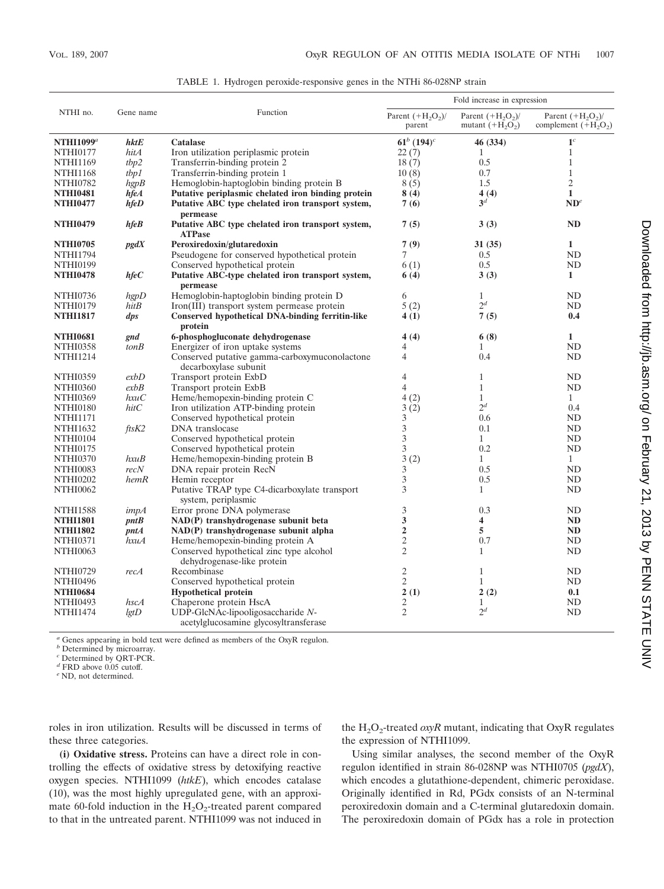TABLE 1. Hydrogen peroxide-responsive genes in the NTHi 86-028NP strain

| NTHI no. | Gene name | Function | Fold increase in expression | | |
|---|---|---|---|---|---|
| | | | Parent (+$H_2O_2$)/ parent | Parent (+$H_2O_2$)/ mutant (+$H_2O_2$) | Parent (+$H_2O_2$)/ complement (+$H_2O_2$) |
| **NTHI1099**[a] | ***hktE*** | **Catalase** | **61**[b] **(194)**[c] | **46 (334)** | **1**[c] |
| NTHI0177 | *hitA* | Iron utilization periplasmic protein | 22 (7) | 1 | 1 |
| NTHI1169 | *tbp2* | Transferrin-binding protein 2 | 18 (7) | 0.5 | 1 |
| NTHI1168 | *tbp1* | Transferrin-binding protein 1 | 10 (8) | 0.7 | 1 |
| NTHI0782 | *hgpB* | Hemoglobin-haptoglobin binding protein B | 8 (5) | 1.5 | 2 |
| **NTHI0481** | ***hfeA*** | **Putative periplasmic chelated iron binding protein** | **8 (4)** | **4 (4)** | **1** |
| **NTHI0477** | ***hfeD*** | **Putative ABC type chelated iron transport system, permease** | **7 (6)** | **3**[d] | **ND**[e] |
| **NTHI0479** | ***hfeB*** | **Putative ABC type chelated iron transport system, ATPase** | **7 (5)** | **3 (3)** | **ND** |
| **NTHI0705** | ***pgdX*** | **Peroxiredoxin/glutaredoxin** | **7 (9)** | **31 (35)** | **1** |
| NTHI1794 | | Pseudogene for conserved hypothetical protein | 7 | 0.5 | ND |
| NTHI0199 | | Conserved hypothetical protein | 6 (1) | 0.5 | ND |
| **NTHI0478** | ***hfeC*** | **Putative ABC-type chelated iron transport system, permease** | **6 (4)** | **3 (3)** | **1** |
| NTHI0736 | *hgpD* | Hemoglobin-haptoglobin binding protein D | 6 | 1 | ND |
| NTHI0179 | *hitB* | Iron(III) transport system permease protein | 5 (2) | 2[d] | ND |
| **NTHI1817** | ***dps*** | **Conserved hypothetical DNA-binding ferritin-like protein** | **4 (1)** | **7 (5)** | **0.4** |
| **NTHI0681** | ***gnd*** | **6-phosphogluconate dehydrogenase** | **4 (4)** | **6 (8)** | **1** |
| NTHI0358 | *tonB* | Energizer of iron uptake systems | 4 | 1 | ND |
| NTHI1214 | | Conserved putative gamma-carboxymuconolactone decarboxylase subunit | 4 | 0.4 | ND |
| NTHI0359 | *exbD* | Transport protein ExbD | 4 | 1 | ND |
| NTHI0360 | *exbB* | Transport protein ExbB | 4 | 1 | ND |
| NTHI0369 | *hxuC* | Heme/hemopexin-binding protein C | 4 (2) | 1 | 1 |
| NTHI0180 | *hitC* | Iron utilization ATP-binding protein | 3 (2) | 2[d] | 0.4 |
| NTHI1171 | | Conserved hypothetical protein | 3 | 0.6 | ND |
| NTHI1632 | *ftsK2* | DNA translocase | 3 | 0.1 | ND |
| NTHI0104 | | Conserved hypothetical protein | 3 | 1 | ND |
| NTHI0175 | | Conserved hypothetical protein | 3 | 0.2 | ND |
| NTHI0370 | *hxuB* | Heme/hemopexin-binding protein B | 3 (2) | 1 | 1 |
| NTHI0083 | *recN* | DNA repair protein RecN | 3 | 0.5 | ND |
| NTHI0202 | *hemR* | Hemin receptor | 3 | 0.5 | ND |
| NTHI0062 | | Putative TRAP type C4-dicarboxylate transport system, periplasmic | 3 | 1 | ND |
| NTHI1588 | *impA* | Error prone DNA polymerase | 3 | 0.3 | ND |
| **NTHI1801** | ***pntB*** | **NAD(P) transhydrogenase subunit beta** | **3** | **4** | **ND** |
| **NTHI1802** | ***pntA*** | **NAD(P) transhydrogenase subunit alpha** | **2** | **5** | **ND** |
| NTHI0371 | *hxuA* | Heme/hemopexin-binding protein A | 2 | 0.7 | ND |
| NTHI0063 | | Conserved hypothetical zinc type alcohol dehydrogenase-like protein | 2 | 1 | ND |
| NTHI0729 | *recA* | Recombinase | 2 | 1 | ND |
| NTHI0496 | | Conserved hypothetical protein | 2 | 1 | ND |
| **NTHI0684** | | **Hypothetical protein** | **2 (1)** | **2 (2)** | **0.1** |
| NTHI0493 | *hscA* | Chaperone protein HscA | 2 | 1 | ND |
| NTHI1474 | *lgtD* | UDP-GlcNAc-lipooligosaccharide *N*-acetylglucosamine glycosyltransferase | 2 | 2[d] | ND |

[a] Genes appearing in bold text were defined as members of the OxyR regulon.
[b] Determined by microarray.
[c] Determined by QRT-PCR.
[d] FRD above 0.05 cutoff.
[e] ND, not determined.

roles in iron utilization. Results will be discussed in terms of these three categories.

**(i) Oxidative stress.** Proteins can have a direct role in controlling the effects of oxidative stress by detoxifying reactive oxygen species. NTHI1099 (*htkE*), which encodes catalase (10), was the most highly upregulated gene, with an approximate 60-fold induction in the $H_2O_2$-treated parent compared to that in the untreated parent. NTHI1099 was not induced in the $H_2O_2$-treated *oxyR* mutant, indicating that OxyR regulates the expression of NTHI1099.

Using similar analyses, the second member of the OxyR regulon identified in strain 86-028NP was NTHI0705 (*pgdX*), which encodes a glutathione-dependent, chimeric peroxidase. Originally identified in Rd, PGdx consists of an N-terminal peroxiredoxin domain and a C-terminal glutaredoxin domain. The peroxiredoxin domain of PGdx has a role in protection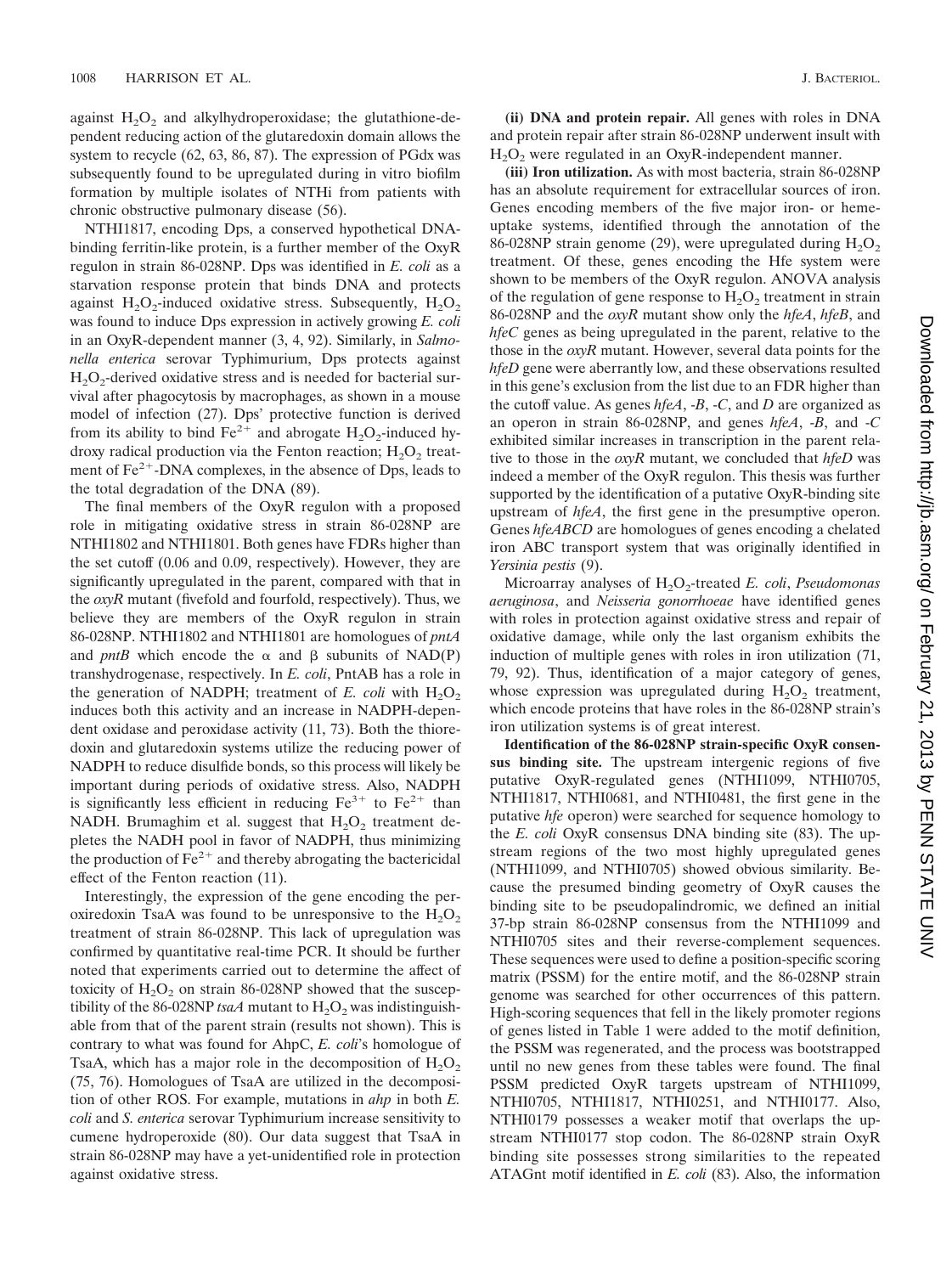against $H_2O_2$ and alkylhydroperoxidase; the glutathione-dependent reducing action of the glutaredoxin domain allows the system to recycle (62, 63, 86, 87). The expression of PGdx was subsequently found to be upregulated during in vitro biofilm formation by multiple isolates of NTHi from patients with chronic obstructive pulmonary disease (56).

NTHI1817, encoding Dps, a conserved hypothetical DNA-binding ferritin-like protein, is a further member of the OxyR regulon in strain 86-028NP. Dps was identified in *E. coli* as a starvation response protein that binds DNA and protects against $H_2O_2$-induced oxidative stress. Subsequently, $H_2O_2$ was found to induce Dps expression in actively growing *E. coli* in an OxyR-dependent manner (3, 4, 92). Similarly, in *Salmonella enterica* serovar Typhimurium, Dps protects against $H_2O_2$-derived oxidative stress and is needed for bacterial survival after phagocytosis by macrophages, as shown in a mouse model of infection (27). Dps' protective function is derived from its ability to bind $Fe^{2+}$ and abrogate $H_2O_2$-induced hydroxy radical production via the Fenton reaction; $H_2O_2$ treatment of $Fe^{2+}$-DNA complexes, in the absence of Dps, leads to the total degradation of the DNA (89).

The final members of the OxyR regulon with a proposed role in mitigating oxidative stress in strain 86-028NP are NTHI1802 and NTHI1801. Both genes have FDRs higher than the set cutoff (0.06 and 0.09, respectively). However, they are significantly upregulated in the parent, compared with that in the *oxyR* mutant (fivefold and fourfold, respectively). Thus, we believe they are members of the OxyR regulon in strain 86-028NP. NTHI1802 and NTHI1801 are homologues of *pntA* and *pntB* which encode the α and β subunits of NAD(P) transhydrogenase, respectively. In *E. coli*, PntAB has a role in the generation of NADPH; treatment of *E. coli* with $H_2O_2$ induces both this activity and an increase in NADPH-dependent oxidase and peroxidase activity (11, 73). Both the thioredoxin and glutaredoxin systems utilize the reducing power of NADPH to reduce disulfide bonds, so this process will likely be important during periods of oxidative stress. Also, NADPH is significantly less efficient in reducing $Fe^{3+}$ to $Fe^{2+}$ than NADH. Brumaghim et al. suggest that $H_2O_2$ treatment depletes the NADH pool in favor of NADPH, thus minimizing the production of $Fe^{2+}$ and thereby abrogating the bactericidal effect of the Fenton reaction (11).

Interestingly, the expression of the gene encoding the peroxiredoxin TsaA was found to be unresponsive to the $H_2O_2$ treatment of strain 86-028NP. This lack of upregulation was confirmed by quantitative real-time PCR. It should be further noted that experiments carried out to determine the affect of toxicity of $H_2O_2$ on strain 86-028NP showed that the susceptibility of the 86-028NP *tsaA* mutant to $H_2O_2$ was indistinguishable from that of the parent strain (results not shown). This is contrary to what was found for AhpC, *E. coli*'s homologue of TsaA, which has a major role in the decomposition of $H_2O_2$ (75, 76). Homologues of TsaA are utilized in the decomposition of other ROS. For example, mutations in *ahp* in both *E. coli* and *S. enterica* serovar Typhimurium increase sensitivity to cumene hydroperoxide (80). Our data suggest that TsaA in strain 86-028NP may have a yet-unidentified role in protection against oxidative stress.

**(ii) DNA and protein repair.** All genes with roles in DNA and protein repair after strain 86-028NP underwent insult with $H_2O_2$ were regulated in an OxyR-independent manner.

**(iii) Iron utilization.** As with most bacteria, strain 86-028NP has an absolute requirement for extracellular sources of iron. Genes encoding members of the five major iron- or heme-uptake systems, identified through the annotation of the 86-028NP strain genome (29), were upregulated during $H_2O_2$ treatment. Of these, genes encoding the Hfe system were shown to be members of the OxyR regulon. ANOVA analysis of the regulation of gene response to $H_2O_2$ treatment in strain 86-028NP and the *oxyR* mutant show only the *hfeA*, *hfeB*, and *hfeC* genes as being upregulated in the parent, relative to the those in the *oxyR* mutant. However, several data points for the *hfeD* gene were aberrantly low, and these observations resulted in this gene's exclusion from the list due to an FDR higher than the cutoff value. As genes *hfeA*, *-B*, *-C*, and *D* are organized as an operon in strain 86-028NP, and genes *hfeA*, *-B*, and *-C* exhibited similar increases in transcription in the parent relative to those in the *oxyR* mutant, we concluded that *hfeD* was indeed a member of the OxyR regulon. This thesis was further supported by the identification of a putative OxyR-binding site upstream of *hfeA*, the first gene in the presumptive operon. Genes *hfeABCD* are homologues of genes encoding a chelated iron ABC transport system that was originally identified in *Yersinia pestis* (9).

Microarray analyses of $H_2O_2$-treated *E. coli*, *Pseudomonas aeruginosa*, and *Neisseria gonorrhoeae* have identified genes with roles in protection against oxidative stress and repair of oxidative damage, while only the last organism exhibits the induction of multiple genes with roles in iron utilization (71, 79, 92). Thus, identification of a major category of genes, whose expression was upregulated during $H_2O_2$ treatment, which encode proteins that have roles in the 86-028NP strain's iron utilization systems is of great interest.

**Identification of the 86-028NP strain-specific OxyR consensus binding site.** The upstream intergenic regions of five putative OxyR-regulated genes (NTHI1099, NTHI0705, NTHI1817, NTHI0681, and NTHI0481, the first gene in the putative *hfe* operon) were searched for sequence homology to the *E. coli* OxyR consensus DNA binding site (83). The upstream regions of the two most highly upregulated genes (NTHI1099, and NTHI0705) showed obvious similarity. Because the presumed binding geometry of OxyR causes the binding site to be pseudopalindromic, we defined an initial 37-bp strain 86-028NP consensus from the NTHI1099 and NTHI0705 sites and their reverse-complement sequences. These sequences were used to define a position-specific scoring matrix (PSSM) for the entire motif, and the 86-028NP strain genome was searched for other occurrences of this pattern. High-scoring sequences that fell in the likely promoter regions of genes listed in Table 1 were added to the motif definition, the PSSM was regenerated, and the process was bootstrapped until no new genes from these tables were found. The final PSSM predicted OxyR targets upstream of NTHI1099, NTHI0705, NTHI1817, NTHI0251, and NTHI0177. Also, NTHI0179 possesses a weaker motif that overlaps the upstream NTHI0177 stop codon. The 86-028NP strain OxyR binding site possesses strong similarities to the repeated ATAGnt motif identified in *E. coli* (83). Also, the information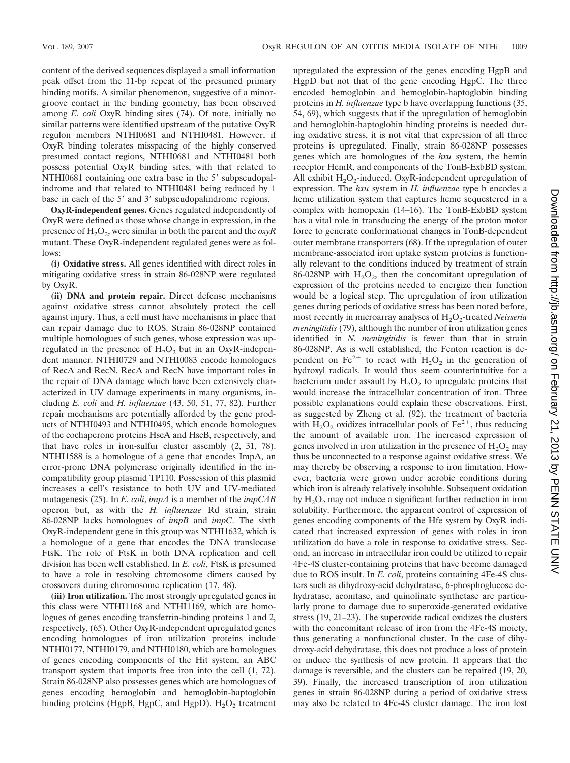content of the derived sequences displayed a small information peak offset from the 11-bp repeat of the presumed primary binding motifs. A similar phenomenon, suggestive of a minor-groove contact in the binding geometry, has been observed among *E. coli* OxyR binding sites (74). Of note, initially no similar patterns were identified upstream of the putative OxyR regulon members NTHI0681 and NTHI0481. However, if OxyR binding tolerates misspacing of the highly conserved presumed contact regions, NTHI0681 and NTHI0481 both possess potential OxyR binding sites, with that related to NTHI0681 containing one extra base in the 5′ subpseudopalindrome and that related to NTHI0481 being reduced by 1 base in each of the 5′ and 3′ subpseudopalindrome regions.

**OxyR-independent genes.** Genes regulated independently of OxyR were defined as those whose change in expression, in the presence of $H_2O_2$, were similar in both the parent and the *oxyR* mutant. These OxyR-independent regulated genes were as follows:

**(i) Oxidative stress.** All genes identified with direct roles in mitigating oxidative stress in strain 86-028NP were regulated by OxyR.

**(ii) DNA and protein repair.** Direct defense mechanisms against oxidative stress cannot absolutely protect the cell against injury. Thus, a cell must have mechanisms in place that can repair damage due to ROS. Strain 86-028NP contained multiple homologues of such genes, whose expression was upregulated in the presence of $H_2O_2$ but in an OxyR-independent manner. NTHI0729 and NTHI0083 encode homologues of RecA and RecN. RecA and RecN have important roles in the repair of DNA damage which have been extensively characterized in UV damage experiments in many organisms, including *E. coli* and *H. influenzae* (43, 50, 51, 77, 82). Further repair mechanisms are potentially afforded by the gene products of NTHI0493 and NTHI0495, which encode homologues of the cochaperone proteins HscA and HscB, respectively, and that have roles in iron-sulfur cluster assembly (2, 31, 78). NTHI1588 is a homologue of a gene that encodes ImpA, an error-prone DNA polymerase originally identified in the incompatibility group plasmid TP110. Possession of this plasmid increases a cell's resistance to both UV and UV-mediated mutagenesis (25). In *E. coli*, *impA* is a member of the *impCAB* operon but, as with the *H. influenzae* Rd strain, strain 86-028NP lacks homologues of *impB* and *impC*. The sixth OxyR-independent gene in this group was NTHI1632, which is a homologue of a gene that encodes the DNA translocase FtsK. The role of FtsK in both DNA replication and cell division has been well established. In *E. coli*, FtsK is presumed to have a role in resolving chromosome dimers caused by crossovers during chromosome replication (17, 48).

**(iii) Iron utilization.** The most strongly upregulated genes in this class were NTHI1168 and NTHI1169, which are homologues of genes encoding transferrin-binding proteins 1 and 2, respectively, (65). Other OxyR-independent upregulated genes encoding homologues of iron utilization proteins include NTHI0177, NTHI0179, and NTHI0180, which are homologues of genes encoding components of the Hit system, an ABC transport system that imports free iron into the cell (1, 72). Strain 86-028NP also possesses genes which are homologues of genes encoding hemoglobin and hemoglobin-haptoglobin binding proteins (HgpB, HgpC, and HgpD). $H_2O_2$ treatment upregulated the expression of the genes encoding HgpB and HgpD but not that of the gene encoding HgpC. The three encoded hemoglobin and hemoglobin-haptoglobin binding proteins in *H. influenzae* type b have overlapping functions (35, 54, 69), which suggests that if the upregulation of hemoglobin and hemoglobin-haptoglobin binding proteins is needed during oxidative stress, it is not vital that expression of all three proteins is upregulated. Finally, strain 86-028NP possesses genes which are homologues of the *hxu* system, the hemin receptor HemR, and components of the TonB-ExbBD system. All exhibit $H_2O_2$-induced, OxyR-independent upregulation of expression. The *hxu* system in *H. influenzae* type b encodes a heme utilization system that captures heme sequestered in a complex with hemopexin (14–16). The TonB-ExbBD system has a vital role in transducing the energy of the proton motor force to generate conformational changes in TonB-dependent outer membrane transporters (68). If the upregulation of outer membrane-associated iron uptake system proteins is functionally relevant to the conditions induced by treatment of strain 86-028NP with $H_2O_2$, then the concomitant upregulation of expression of the proteins needed to energize their function would be a logical step. The upregulation of iron utilization genes during periods of oxidative stress has been noted before, most recently in microarray analyses of $H_2O_2$-treated *Neisseria meningitidis* (79), although the number of iron utilization genes identified in *N. meningitidis* is fewer than that in strain 86-028NP. As is well established, the Fenton reaction is dependent on $Fe^{2+}$ to react with $H_2O_2$ in the generation of hydroxyl radicals. It would thus seem counterintuitive for a bacterium under assault by $H_2O_2$ to upregulate proteins that would increase the intracellular concentration of iron. Three possible explanations could explain these observations. First, as suggested by Zheng et al. (92), the treatment of bacteria with $H_2O_2$ oxidizes intracellular pools of $Fe^{2+}$, thus reducing the amount of available iron. The increased expression of genes involved in iron utilization in the presence of $H_2O_2$ may thus be unconnected to a response against oxidative stress. We may thereby be observing a response to iron limitation. However, bacteria were grown under aerobic conditions during which iron is already relatively insoluble. Subsequent oxidation by $H_2O_2$ may not induce a significant further reduction in iron solubility. Furthermore, the apparent control of expression of genes encoding components of the Hfe system by OxyR indicated that increased expression of genes with roles in iron utilization do have a role in response to oxidative stress. Second, an increase in intracellular iron could be utilized to repair 4Fe-4S cluster-containing proteins that have become damaged due to ROS insult. In *E. coli*, proteins containing 4Fe-4S clusters such as dihydroxy-acid dehydratase, 6-phosphogluconate dehydratase, aconitase, and quinolinate synthetase are particularly prone to damage due to superoxide-generated oxidative stress (19, 21–23). The superoxide radical oxidizes the clusters with the concomitant release of iron from the 4Fe-4S moiety, thus generating a nonfunctional cluster. In the case of dihydroxy-acid dehydratase, this does not produce a loss of protein or induce the synthesis of new protein. It appears that the damage is reversible, and the clusters can be repaired (19, 20, 39). Finally, the increased transcription of iron utilization genes in strain 86-028NP during a period of oxidative stress may also be related to 4Fe-4S cluster damage. The iron lost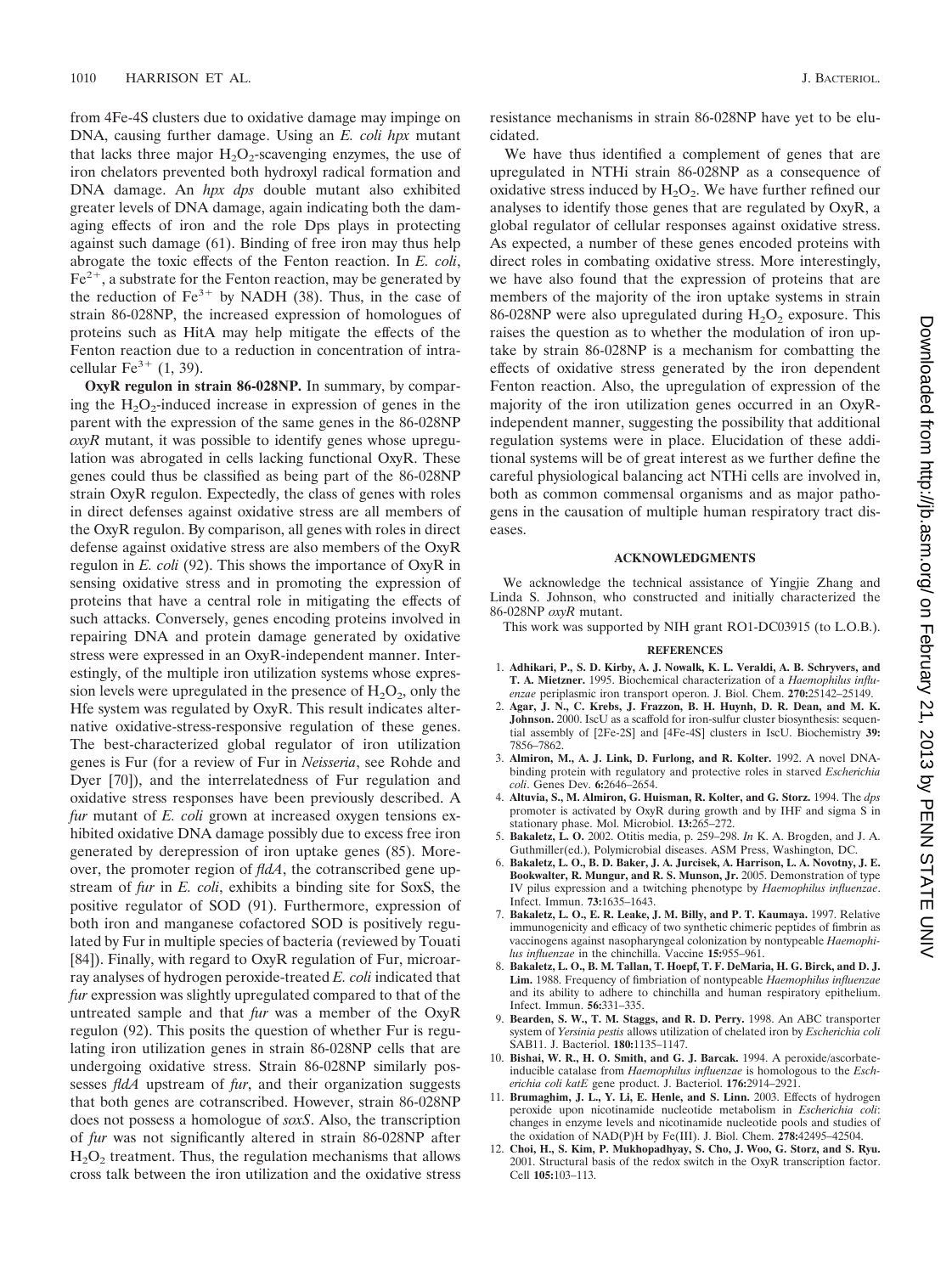from 4Fe-4S clusters due to oxidative damage may impinge on DNA, causing further damage. Using an *E. coli hpx* mutant that lacks three major $H_2O_2$-scavenging enzymes, the use of iron chelators prevented both hydroxyl radical formation and DNA damage. An *hpx dps* double mutant also exhibited greater levels of DNA damage, again indicating both the damaging effects of iron and the role Dps plays in protecting against such damage (61). Binding of free iron may thus help abrogate the toxic effects of the Fenton reaction. In *E. coli*, $Fe^{2+}$, a substrate for the Fenton reaction, may be generated by the reduction of $Fe^{3+}$ by NADH (38). Thus, in the case of strain 86-028NP, the increased expression of homologues of proteins such as HitA may help mitigate the effects of the Fenton reaction due to a reduction in concentration of intracellular $Fe^{3+}$ (1, 39).

**OxyR regulon in strain 86-028NP.** In summary, by comparing the $H_2O_2$-induced increase in expression of genes in the parent with the expression of the same genes in the 86-028NP *oxyR* mutant, it was possible to identify genes whose upregulation was abrogated in cells lacking functional OxyR. These genes could thus be classified as being part of the 86-028NP strain OxyR regulon. Expectedly, the class of genes with roles in direct defenses against oxidative stress are all members of the OxyR regulon. By comparison, all genes with roles in direct defense against oxidative stress are also members of the OxyR regulon in *E. coli* (92). This shows the importance of OxyR in sensing oxidative stress and in promoting the expression of proteins that have a central role in mitigating the effects of such attacks. Conversely, genes encoding proteins involved in repairing DNA and protein damage generated by oxidative stress were expressed in an OxyR-independent manner. Interestingly, of the multiple iron utilization systems whose expression levels were upregulated in the presence of $H_2O_2$, only the Hfe system was regulated by OxyR. This result indicates alternative oxidative-stress-responsive regulation of these genes. The best-characterized global regulator of iron utilization genes is Fur (for a review of Fur in *Neisseria*, see Rohde and Dyer [70]), and the interrelatedness of Fur regulation and oxidative stress responses have been previously described. A *fur* mutant of *E. coli* grown at increased oxygen tensions exhibited oxidative DNA damage possibly due to excess free iron generated by derepression of iron uptake genes (85). Moreover, the promoter region of *fldA*, the cotranscribed gene upstream of *fur* in *E. coli*, exhibits a binding site for SoxS, the positive regulator of SOD (91). Furthermore, expression of both iron and manganese cofactored SOD is positively regulated by Fur in multiple species of bacteria (reviewed by Touati [84]). Finally, with regard to OxyR regulation of Fur, microarray analyses of hydrogen peroxide-treated *E. coli* indicated that *fur* expression was slightly upregulated compared to that of the untreated sample and that *fur* was a member of the OxyR regulon (92). This posits the question of whether Fur is regulating iron utilization genes in strain 86-028NP cells that are undergoing oxidative stress. Strain 86-028NP similarly possesses *fldA* upstream of *fur*, and their organization suggests that both genes are cotranscribed. However, strain 86-028NP does not possess a homologue of *soxS*. Also, the transcription of *fur* was not significantly altered in strain 86-028NP after $H_2O_2$ treatment. Thus, the regulation mechanisms that allows cross talk between the iron utilization and the oxidative stress resistance mechanisms in strain 86-028NP have yet to be elucidated.

We have thus identified a complement of genes that are upregulated in NTHi strain 86-028NP as a consequence of oxidative stress induced by $H_2O_2$. We have further refined our analyses to identify those genes that are regulated by OxyR, a global regulator of cellular responses against oxidative stress. As expected, a number of these genes encoded proteins with direct roles in combating oxidative stress. More interestingly, we have also found that the expression of proteins that are members of the majority of the iron uptake systems in strain 86-028NP were also upregulated during $H_2O_2$ exposure. This raises the question as to whether the modulation of iron uptake by strain 86-028NP is a mechanism for combatting the effects of oxidative stress generated by the iron dependent Fenton reaction. Also, the upregulation of expression of the majority of the iron utilization genes occurred in an OxyR-independent manner, suggesting the possibility that additional regulation systems were in place. Elucidation of these additional systems will be of great interest as we further define the careful physiological balancing act NTHi cells are involved in, both as common commensal organisms and as major pathogens in the causation of multiple human respiratory tract diseases.

## ACKNOWLEDGMENTS

We acknowledge the technical assistance of Yingjie Zhang and Linda S. Johnson, who constructed and initially characterized the 86-028NP *oxyR* mutant.

This work was supported by NIH grant RO1-DC03915 (to L.O.B.).

## REFERENCES

1. **Adhikari, P., S. D. Kirby, A. J. Nowalk, K. L. Veraldi, A. B. Schryvers, and T. A. Mietzner.** 1995. Biochemical characterization of a *Haemophilus influenzae* periplasmic iron transport operon. J. Biol. Chem. **270:**25142–25149.
2. **Agar, J. N., C. Krebs, J. Frazzon, B. H. Huynh, D. R. Dean, and M. K. Johnson.** 2000. IscU as a scaffold for iron-sulfur cluster biosynthesis: sequential assembly of [2Fe-2S] and [4Fe-4S] clusters in IscU. Biochemistry **39:** 7856–7862.
3. **Almiron, M., A. J. Link, D. Furlong, and R. Kolter.** 1992. A novel DNA-binding protein with regulatory and protective roles in starved *Escherichia coli*. Genes Dev. **6:**2646–2654.
4. **Altuvia, S., M. Almiron, G. Huisman, R. Kolter, and G. Storz.** 1994. The *dps* promoter is activated by OxyR during growth and by IHF and sigma S in stationary phase. Mol. Microbiol. **13:**265–272.
5. **Bakaletz, L. O.** 2002. Otitis media, p. 259–298. *In* K. A. Brogden, and J. A. Guthmiller(ed.), Polymicrobial diseases. ASM Press, Washington, DC.
6. **Bakaletz, L. O., B. D. Baker, J. A. Jurcisek, A. Harrison, L. A. Novotny, J. E. Bookwalter, R. Mungur, and R. S. Munson, Jr.** 2005. Demonstration of type IV pilus expression and a twitching phenotype by *Haemophilus influenzae*. Infect. Immun. **73:**1635–1643.
7. **Bakaletz, L. O., E. R. Leake, J. M. Billy, and P. T. Kaumaya.** 1997. Relative immunogenicity and efficacy of two synthetic chimeric peptides of fimbrin as vaccinogens against nasopharyngeal colonization by nontypeable *Haemophilus influenzae* in the chinchilla. Vaccine **15:**955–961.
8. **Bakaletz, L. O., B. M. Tallan, T. Hoepf, T. F. DeMaria, H. G. Birck, and D. J. Lim.** 1988. Frequency of fimbriation of nontypeable *Haemophilus influenzae* and its ability to adhere to chinchilla and human respiratory epithelium. Infect. Immun. **56:**331–335.
9. **Bearden, S. W., T. M. Staggs, and R. D. Perry.** 1998. An ABC transporter system of *Yersinia pestis* allows utilization of chelated iron by *Escherichia coli* SAB11. J. Bacteriol. **180:**1135–1147.
10. **Bishai, W. R., H. O. Smith, and G. J. Barcak.** 1994. A peroxide/ascorbate-inducible catalase from *Haemophilus influenzae* is homologous to the *Escherichia coli katE* gene product. J. Bacteriol. **176:**2914–2921.
11. **Brumaghim, J. L., Y. Li, E. Henle, and S. Linn.** 2003. Effects of hydrogen peroxide upon nicotinamide nucleotide metabolism in *Escherichia coli*: changes in enzyme levels and nicotinamide nucleotide pools and studies of the oxidation of NAD(P)H by Fe(III). J. Biol. Chem. **278:**42495–42504.
12. **Choi, H., S. Kim, P. Mukhopadhyay, S. Cho, J. Woo, G. Storz, and S. Ryu.** 2001. Structural basis of the redox switch in the OxyR transcription factor. Cell **105:**103–113.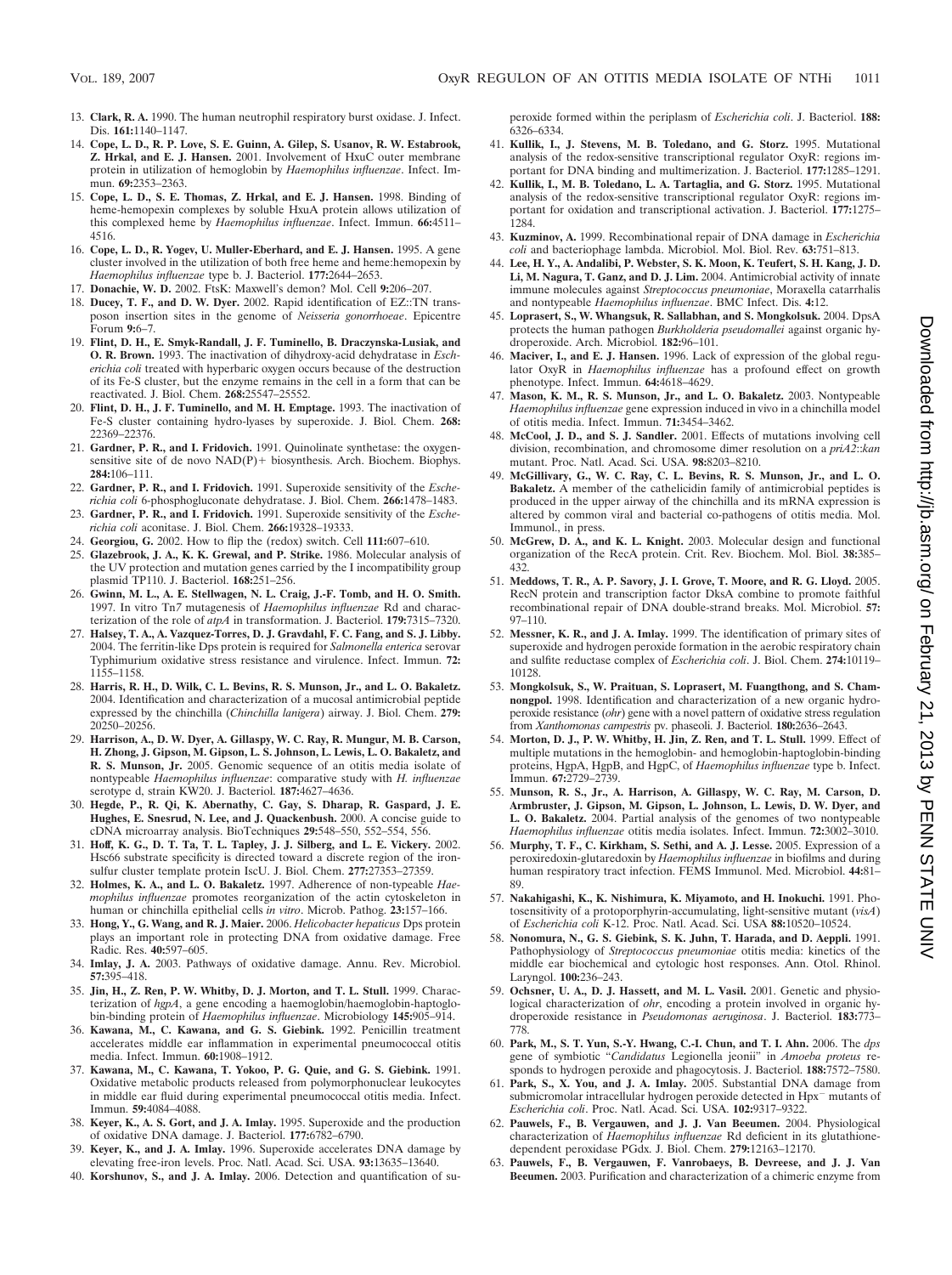13. **Clark, R. A.** 1990. The human neutrophil respiratory burst oxidase. J. Infect. Dis. **161:**1140–1147.
14. **Cope, L. D., R. P. Love, S. E. Guinn, A. Gilep, S. Usanov, R. W. Estabrook, Z. Hrkal, and E. J. Hansen.** 2001. Involvement of HxuC outer membrane protein in utilization of hemoglobin by *Haemophilus influenzae*. Infect. Immun. **69:**2353–2363.
15. **Cope, L. D., S. E. Thomas, Z. Hrkal, and E. J. Hansen.** 1998. Binding of heme-hemopexin complexes by soluble HxuA protein allows utilization of this complexed heme by *Haemophilus influenzae*. Infect. Immun. **66:**4511–4516.
16. **Cope, L. D., R. Yogev, U. Muller-Eberhard, and E. J. Hansen.** 1995. A gene cluster involved in the utilization of both free heme and heme:hemopexin by *Haemophilus influenzae* type b. J. Bacteriol. **177:**2644–2653.
17. **Donachie, W. D.** 2002. FtsK: Maxwell's demon? Mol. Cell **9:**206–207.
18. **Ducey, T. F., and D. W. Dyer.** 2002. Rapid identification of EZ::TN transposon insertion sites in the genome of *Neisseria gonorrhoeae*. Epicentre Forum **9:**6–7.
19. **Flint, D. H., E. Smyk-Randall, J. F. Tuminello, B. Draczynska-Lusiak, and O. R. Brown.** 1993. The inactivation of dihydroxy-acid dehydratase in *Escherichia coli* treated with hyperbaric oxygen occurs because of the destruction of its Fe-S cluster, but the enzyme remains in the cell in a form that can be reactivated. J. Biol. Chem. **268:**25547–25552.
20. **Flint, D. H., J. F. Tuminello, and M. H. Emptage.** 1993. The inactivation of Fe-S cluster containing hydro-lyases by superoxide. J. Biol. Chem. **268:**22369–22376.
21. **Gardner, P. R., and I. Fridovich.** 1991. Quinolinate synthetase: the oxygen-sensitive site of de novo NAD(P)+ biosynthesis. Arch. Biochem. Biophys. **284:**106–111.
22. **Gardner, P. R., and I. Fridovich.** 1991. Superoxide sensitivity of the *Escherichia coli* 6-phosphogluconate dehydratase. J. Biol. Chem. **266:**1478–1483.
23. **Gardner, P. R., and I. Fridovich.** 1991. Superoxide sensitivity of the *Escherichia coli* aconitase. J. Biol. Chem. **266:**19328–19333.
24. **Georgiou, G.** 2002. How to flip the (redox) switch. Cell **111:**607–610.
25. **Glazebrook, J. A., K. K. Grewal, and P. Strike.** 1986. Molecular analysis of the UV protection and mutation genes carried by the I incompatibility group plasmid TP110. J. Bacteriol. **168:**251–256.
26. **Gwinn, M. L., A. E. Stellwagen, N. L. Craig, J.-F. Tomb, and H. O. Smith.** 1997. In vitro Tn7 mutagenesis of *Haemophilus influenzae* Rd and characterization of the role of *atpA* in transformation. J. Bacteriol. **179:**7315–7320.
27. **Halsey, T. A., A. Vazquez-Torres, D. J. Gravdahl, F. C. Fang, and S. J. Libby.** 2004. The ferritin-like Dps protein is required for *Salmonella enterica* serovar Typhimurium oxidative stress resistance and virulence. Infect. Immun. **72:**1155–1158.
28. **Harris, R. H., D. Wilk, C. L. Bevins, R. S. Munson, Jr., and L. O. Bakaletz.** 2004. Identification and characterization of a mucosal antimicrobial peptide expressed by the chinchilla (*Chinchilla lanigera*) airway. J. Biol. Chem. **279:**20250–20256.
29. **Harrison, A., D. W. Dyer, A. Gillaspy, W. C. Ray, R. Mungur, M. B. Carson, H. Zhong, J. Gipson, M. Gipson, L. S. Johnson, L. Lewis, L. O. Bakaletz, and R. S. Munson, Jr.** 2005. Genomic sequence of an otitis media isolate of nontypeable *Haemophilus influenzae*: comparative study with *H. influenzae* serotype d, strain KW20. J. Bacteriol. **187:**4627–4636.
30. **Hegde, P., R. Qi, K. Abernathy, C. Gay, S. Dharap, R. Gaspard, J. E. Hughes, E. Snesrud, N. Lee, and J. Quackenbush.** 2000. A concise guide to cDNA microarray analysis. BioTechniques **29:**548–550, 552–554, 556.
31. **Hoff, K. G., D. T. Ta, T. L. Tapley, J. J. Silberg, and L. E. Vickery.** 2002. Hsc66 substrate specificity is directed toward a discrete region of the iron-sulfur cluster template protein IscU. J. Biol. Chem. **277:**27353–27359.
32. **Holmes, K. A., and L. O. Bakaletz.** 1997. Adherence of non-typeable *Haemophilus influenzae* promotes reorganization of the actin cytoskeleton in human or chinchilla epithelial cells *in vitro*. Microb. Pathog. **23:**157–166.
33. **Hong, Y., G. Wang, and R. J. Maier.** 2006. *Helicobacter hepaticus* Dps protein plays an important role in protecting DNA from oxidative damage. Free Radic. Res. **40:**597–605.
34. **Imlay, J. A.** 2003. Pathways of oxidative damage. Annu. Rev. Microbiol. **57:**395–418.
35. **Jin, H., Z. Ren, P. W. Whitby, D. J. Morton, and T. L. Stull.** 1999. Characterization of *hgpA*, a gene encoding a haemoglobin/haemoglobin-haptoglobin-binding protein of *Haemophilus influenzae*. Microbiology **145:**905–914.
36. **Kawana, M., C. Kawana, and G. S. Giebink.** 1992. Penicillin treatment accelerates middle ear inflammation in experimental pneumococcal otitis media. Infect. Immun. **60:**1908–1912.
37. **Kawana, M., C. Kawana, T. Yokoo, P. G. Quie, and G. S. Giebink.** 1991. Oxidative metabolic products released from polymorphonuclear leukocytes in middle ear fluid during experimental pneumococcal otitis media. Infect. Immun. **59:**4084–4088.
38. **Keyer, K., A. S. Gort, and J. A. Imlay.** 1995. Superoxide and the production of oxidative DNA damage. J. Bacteriol. **177:**6782–6790.
39. **Keyer, K., and J. A. Imlay.** 1996. Superoxide accelerates DNA damage by elevating free-iron levels. Proc. Natl. Acad. Sci. USA. **93:**13635–13640.
40. **Korshunov, S., and J. A. Imlay.** 2006. Detection and quantification of superoxide formed within the periplasm of *Escherichia coli*. J. Bacteriol. **188:**6326–6334.
41. **Kullik, I., J. Stevens, M. B. Toledano, and G. Storz.** 1995. Mutational analysis of the redox-sensitive transcriptional regulator OxyR: regions important for DNA binding and multimerization. J. Bacteriol. **177:**1285–1291.
42. **Kullik, I., M. B. Toledano, L. A. Tartaglia, and G. Storz.** 1995. Mutational analysis of the redox-sensitive transcriptional regulator OxyR: regions important for oxidation and transcriptional activation. J. Bacteriol. **177:**1275–1284.
43. **Kuzminov, A.** 1999. Recombinational repair of DNA damage in *Escherichia coli* and bacteriophage lambda. Microbiol. Mol. Biol. Rev. **63:**751–813.
44. **Lee, H. Y., A. Andalibi, P. Webster, S. K. Moon, K. Teufert, S. H. Kang, J. D. Li, M. Nagura, T. Ganz, and D. J. Lim.** 2004. Antimicrobial activity of innate immune molecules against *Streptococcus pneumoniae*, Moraxella catarrhalis and nontypeable *Haemophilus influenzae*. BMC Infect. Dis. **4:**12.
45. **Loprasert, S., W. Whangsuk, R. Sallabhan, and S. Mongkolsuk.** 2004. DpsA protects the human pathogen *Burkholderia pseudomallei* against organic hydroperoxide. Arch. Microbiol. **182:**96–101.
46. **Maciver, I., and E. J. Hansen.** 1996. Lack of expression of the global regulator OxyR in *Haemophilus influenzae* has a profound effect on growth phenotype. Infect. Immun. **64:**4618–4629.
47. **Mason, K. M., R. S. Munson, Jr., and L. O. Bakaletz.** 2003. Nontypeable *Haemophilus influenzae* gene expression induced in vivo in a chinchilla model of otitis media. Infect. Immun. **71:**3454–3462.
48. **McCool, J. D., and S. J. Sandler.** 2001. Effects of mutations involving cell division, recombination, and chromosome dimer resolution on a *priA2*::*kan* mutant. Proc. Natl. Acad. Sci. USA. **98:**8203–8210.
49. **McGillivary, G., W. C. Ray, C. L. Bevins, R. S. Munson, Jr., and L. O. Bakaletz.** A member of the cathelicidin family of antimicrobial peptides is produced in the upper airway of the chinchilla and its mRNA expression is altered by common viral and bacterial co-pathogens of otitis media. Mol. Immunol., in press.
50. **McGrew, D. A., and K. L. Knight.** 2003. Molecular design and functional organization of the RecA protein. Crit. Rev. Biochem. Mol. Biol. **38:**385–432.
51. **Meddows, T. R., A. P. Savory, J. I. Grove, T. Moore, and R. G. Lloyd.** 2005. RecN protein and transcription factor DksA combine to promote faithful recombinational repair of DNA double-strand breaks. Mol. Microbiol. **57:**97–110.
52. **Messner, K. R., and J. A. Imlay.** 1999. The identification of primary sites of superoxide and hydrogen peroxide formation in the aerobic respiratory chain and sulfite reductase complex of *Escherichia coli*. J. Biol. Chem. **274:**10119–10128.
53. **Mongkolsuk, S., W. Praituan, S. Loprasert, M. Fuangthong, and S. Chamnongpol.** 1998. Identification and characterization of a new organic hydroperoxide resistance (*ohr*) gene with a novel pattern of oxidative stress regulation from *Xanthomonas campestris* pv. phaseoli. J. Bacteriol. **180:**2636–2643.
54. **Morton, D. J., P. W. Whitby, H. Jin, Z. Ren, and T. L. Stull.** 1999. Effect of multiple mutations in the hemoglobin- and hemoglobin-haptoglobin-binding proteins, HgpA, HgpB, and HgpC, of *Haemophilus influenzae* type b. Infect. Immun. **67:**2729–2739.
55. **Munson, R. S., Jr., A. Harrison, A. Gillaspy, W. C. Ray, M. Carson, D. Armbruster, J. Gipson, M. Gipson, L. Johnson, L. Lewis, D. W. Dyer, and L. O. Bakaletz.** 2004. Partial analysis of the genomes of two nontypeable *Haemophilus influenzae* otitis media isolates. Infect. Immun. **72:**3002–3010.
56. **Murphy, T. F., C. Kirkham, S. Sethi, and A. J. Lesse.** 2005. Expression of a peroxiredoxin-glutaredoxin by *Haemophilus influenzae* in biofilms and during human respiratory tract infection. FEMS Immunol. Med. Microbiol. **44:**81–89.
57. **Nakahigashi, K., K. Nishimura, K. Miyamoto, and H. Inokuchi.** 1991. Photosensitivity of a protoporphyrin-accumulating, light-sensitive mutant (*visA*) of *Escherichia coli* K-12. Proc. Natl. Acad. Sci. USA **88:**10520–10524.
58. **Nonomura, N., G. S. Giebink, S. K. Juhn, T. Harada, and D. Aeppli.** 1991. Pathophysiology of *Streptococcus pneumoniae* otitis media: kinetics of the middle ear biochemical and cytologic host responses. Ann. Otol. Rhinol. Laryngol. **100:**236–243.
59. **Ochsner, U. A., D. J. Hassett, and M. L. Vasil.** 2001. Genetic and physiological characterization of *ohr*, encoding a protein involved in organic hydroperoxide resistance in *Pseudomonas aeruginosa*. J. Bacteriol. **183:**773–778.
60. **Park, M., S. T. Yun, S.-Y. Hwang, C.-I. Chun, and T. I. Ahn.** 2006. The *dps* gene of symbiotic "*Candidatus* Legionella jeonii" in *Amoeba proteus* responds to hydrogen peroxide and phagocytosis. J. Bacteriol. **188:**7572–7580.
61. **Park, S., X. You, and J. A. Imlay.** 2005. Substantial DNA damage from submicromolar intracellular hydrogen peroxide detected in $Hpx^-$ mutants of *Escherichia coli*. Proc. Natl. Acad. Sci. USA. **102:**9317–9322.
62. **Pauwels, F., B. Vergauwen, and J. J. Van Beeumen.** 2004. Physiological characterization of *Haemophilus influenzae* Rd deficient in its glutathione-dependent peroxidase PGdx. J. Biol. Chem. **279:**12163–12170.
63. **Pauwels, F., B. Vergauwen, F. Vanrobaeys, B. Devreese, and J. J. Van Beeumen.** 2003. Purification and characterization of a chimeric enzyme from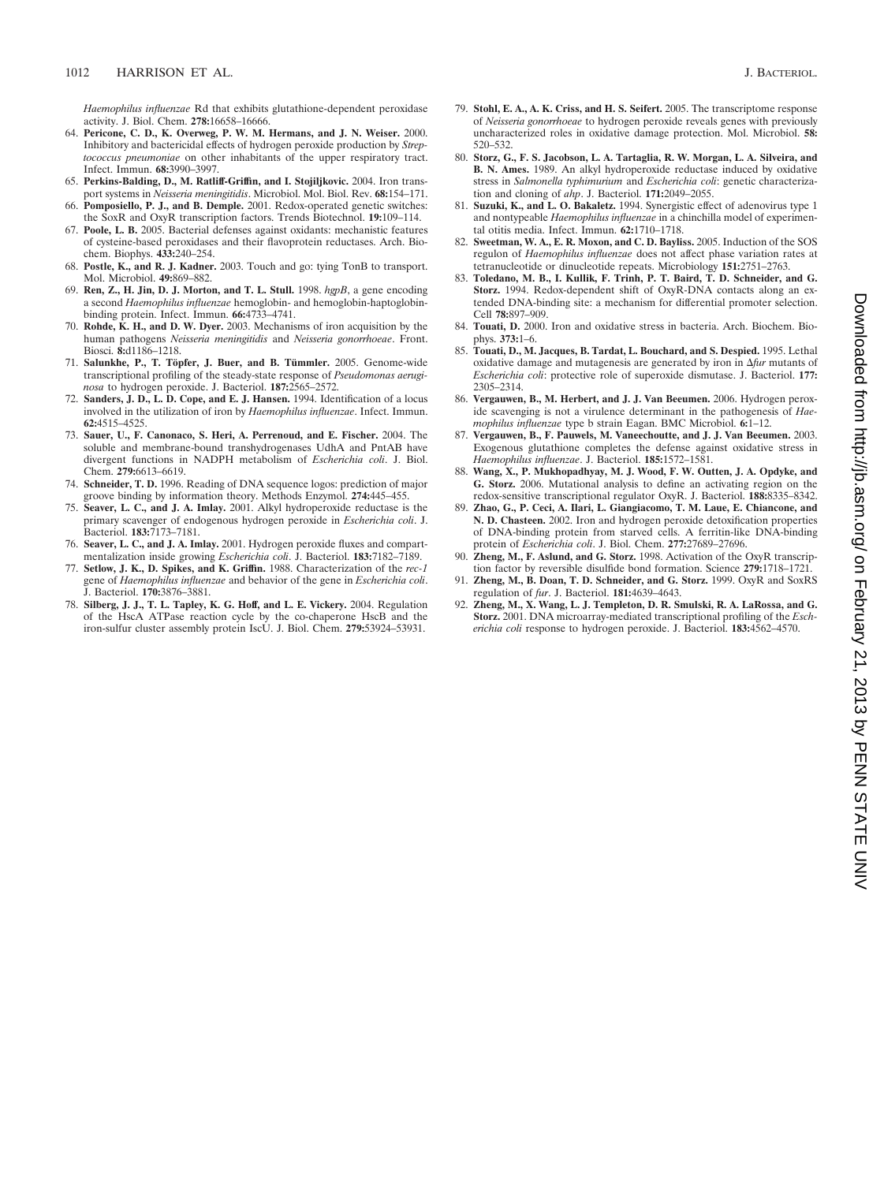*Haemophilus influenzae* Rd that exhibits glutathione-dependent peroxidase activity. J. Biol. Chem. **278:**16658–16666.

64. **Pericone, C. D., K. Overweg, P. W. M. Hermans, and J. N. Weiser.** 2000. Inhibitory and bactericidal effects of hydrogen peroxide production by *Streptococcus pneumoniae* on other inhabitants of the upper respiratory tract. Infect. Immun. **68:**3990–3997.
65. **Perkins-Balding, D., M. Ratliff-Griffin, and I. Stojiljkovic.** 2004. Iron transport systems in *Neisseria meningitidis*. Microbiol. Mol. Biol. Rev. **68:**154–171.
66. **Pomposiello, P. J., and B. Demple.** 2001. Redox-operated genetic switches: the SoxR and OxyR transcription factors. Trends Biotechnol. **19:**109–114.
67. **Poole, L. B.** 2005. Bacterial defenses against oxidants: mechanistic features of cysteine-based peroxidases and their flavoprotein reductases. Arch. Biochem. Biophys. **433:**240–254.
68. **Postle, K., and R. J. Kadner.** 2003. Touch and go: tying TonB to transport. Mol. Microbiol. **49:**869–882.
69. **Ren, Z., H. Jin, D. J. Morton, and T. L. Stull.** 1998. *hgpB*, a gene encoding a second *Haemophilus influenzae* hemoglobin- and hemoglobin-haptoglobin-binding protein. Infect. Immun. **66:**4733–4741.
70. **Rohde, K. H., and D. W. Dyer.** 2003. Mechanisms of iron acquisition by the human pathogens *Neisseria meningitidis* and *Neisseria gonorrhoeae*. Front. Biosci. **8:**d1186–1218.
71. **Salunkhe, P., T. Töpfer, J. Buer, and B. Tümmler.** 2005. Genome-wide transcriptional profiling of the steady-state response of *Pseudomonas aeruginosa* to hydrogen peroxide. J. Bacteriol. **187:**2565–2572.
72. **Sanders, J. D., L. D. Cope, and E. J. Hansen.** 1994. Identification of a locus involved in the utilization of iron by *Haemophilus influenzae*. Infect. Immun. **62:**4515–4525.
73. **Sauer, U., F. Canonaco, S. Heri, A. Perrenoud, and E. Fischer.** 2004. The soluble and membrane-bound transhydrogenases UdhA and PntAB have divergent functions in NADPH metabolism of *Escherichia coli*. J. Biol. Chem. **279:**6613–6619.
74. **Schneider, T. D.** 1996. Reading of DNA sequence logos: prediction of major groove binding by information theory. Methods Enzymol. **274:**445–455.
75. **Seaver, L. C., and J. A. Imlay.** 2001. Alkyl hydroperoxide reductase is the primary scavenger of endogenous hydrogen peroxide in *Escherichia coli*. J. Bacteriol. **183:**7173–7181.
76. **Seaver, L. C., and J. A. Imlay.** 2001. Hydrogen peroxide fluxes and compartmentalization inside growing *Escherichia coli*. J. Bacteriol. **183:**7182–7189.
77. **Setlow, J. K., D. Spikes, and K. Griffin.** 1988. Characterization of the *rec-1* gene of *Haemophilus influenzae* and behavior of the gene in *Escherichia coli*. J. Bacteriol. **170:**3876–3881.
78. **Silberg, J. J., T. L. Tapley, K. G. Hoff, and L. E. Vickery.** 2004. Regulation of the HscA ATPase reaction cycle by the co-chaperone HscB and the iron-sulfur cluster assembly protein IscU. J. Biol. Chem. **279:**53924–53931.
79. **Stohl, E. A., A. K. Criss, and H. S. Seifert.** 2005. The transcriptome response of *Neisseria gonorrhoeae* to hydrogen peroxide reveals genes with previously uncharacterized roles in oxidative damage protection. Mol. Microbiol. **58:**520–532.
80. **Storz, G., F. S. Jacobson, L. A. Tartaglia, R. W. Morgan, L. A. Silveira, and B. N. Ames.** 1989. An alkyl hydroperoxide reductase induced by oxidative stress in *Salmonella typhimurium* and *Escherichia coli*: genetic characterization and cloning of *ahp*. J. Bacteriol. **171:**2049–2055.
81. **Suzuki, K., and L. O. Bakaletz.** 1994. Synergistic effect of adenovirus type 1 and nontypeable *Haemophilus influenzae* in a chinchilla model of experimental otitis media. Infect. Immun. **62:**1710–1718.
82. **Sweetman, W. A., E. R. Moxon, and C. D. Bayliss.** 2005. Induction of the SOS regulon of *Haemophilus influenzae* does not affect phase variation rates at tetranucleotide or dinucleotide repeats. Microbiology **151:**2751–2763.
83. **Toledano, M. B., I. Kullik, F. Trinh, P. T. Baird, T. D. Schneider, and G. Storz.** 1994. Redox-dependent shift of OxyR-DNA contacts along an extended DNA-binding site: a mechanism for differential promoter selection. Cell **78:**897–909.
84. **Touati, D.** 2000. Iron and oxidative stress in bacteria. Arch. Biochem. Biophys. **373:**1–6.
85. **Touati, D., M. Jacques, B. Tardat, L. Bouchard, and S. Despied.** 1995. Lethal oxidative damage and mutagenesis are generated by iron in Δ*fur* mutants of *Escherichia coli*: protective role of superoxide dismutase. J. Bacteriol. **177:**2305–2314.
86. **Vergauwen, B., M. Herbert, and J. J. Van Beeumen.** 2006. Hydrogen peroxide scavenging is not a virulence determinant in the pathogenesis of *Haemophilus influenzae* type b strain Eagan. BMC Microbiol. **6:**1–12.
87. **Vergauwen, B., F. Pauwels, M. Vaneechoutte, and J. J. Van Beeumen.** 2003. Exogenous glutathione completes the defense against oxidative stress in *Haemophilus influenzae*. J. Bacteriol. **185:**1572–1581.
88. **Wang, X., P. Mukhopadhyay, M. J. Wood, F. W. Outten, J. A. Opdyke, and G. Storz.** 2006. Mutational analysis to define an activating region on the redox-sensitive transcriptional regulator OxyR. J. Bacteriol. **188:**8335–8342.
89. **Zhao, G., P. Ceci, A. Ilari, L. Giangiacomo, T. M. Laue, E. Chiancone, and N. D. Chasteen.** 2002. Iron and hydrogen peroxide detoxification properties of DNA-binding protein from starved cells. A ferritin-like DNA-binding protein of *Escherichia coli*. J. Biol. Chem. **277:**27689–27696.
90. **Zheng, M., F. Aslund, and G. Storz.** 1998. Activation of the OxyR transcription factor by reversible disulfide bond formation. Science **279:**1718–1721.
91. **Zheng, M., B. Doan, T. D. Schneider, and G. Storz.** 1999. OxyR and SoxRS regulation of *fur*. J. Bacteriol. **181:**4639–4643.
92. **Zheng, M., X. Wang, L. J. Templeton, D. R. Smulski, R. A. LaRossa, and G. Storz.** 2001. DNA microarray-mediated transcriptional profiling of the *Escherichia coli* response to hydrogen peroxide. J. Bacteriol. **183:**4562–4570.